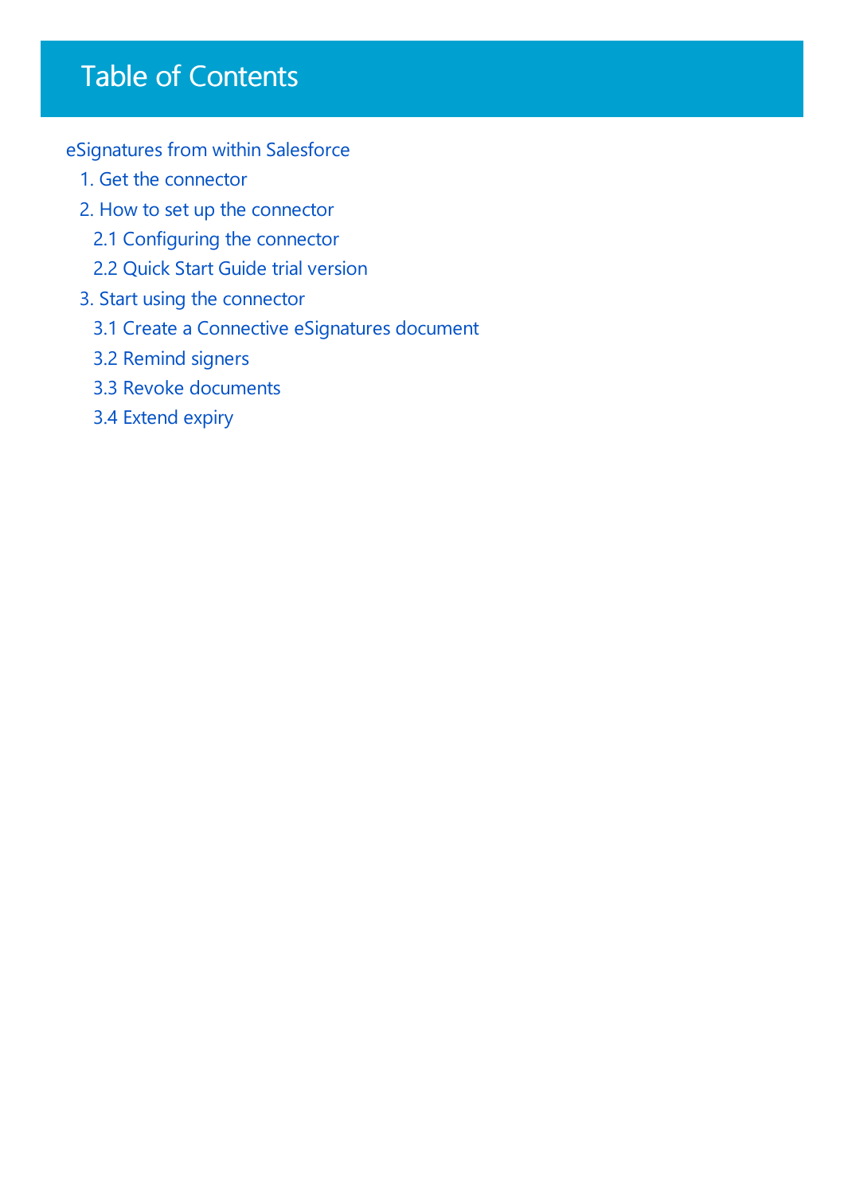# Table of Contents

- eSignatures from within Salesforce
  - 1. Get the connector
  - 2. How to set up the connector
    - 2.1 Configuring the connector
    - 2.2 Quick Start Guide trial version
  - 3. Start using the connector
    - 3.1 Create a Connective eSignatures document
    - 3.2 Remind signers
    - 3.3 Revoke documents
    - 3.4 Extend expiry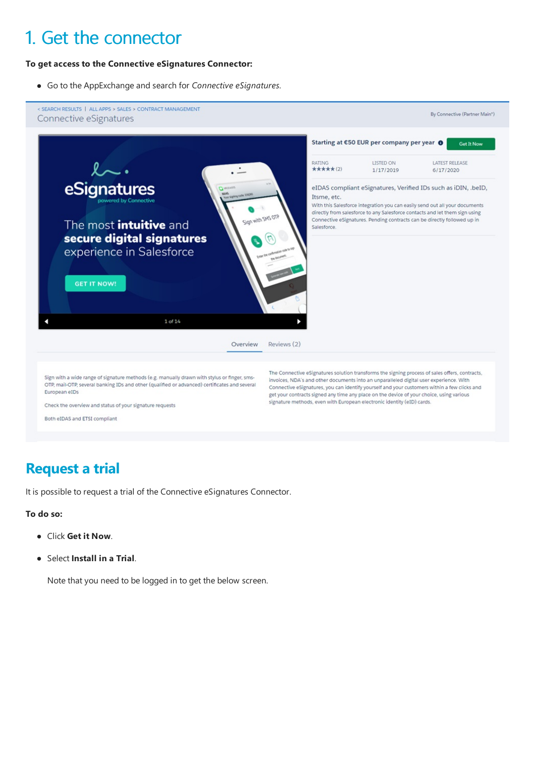# 1. Get the connector

**To get access to the Connective eSignatures Connector:**

- Go to the AppExchange and search for *Connective eSignatures*.

## Request a trial

It is possible to request a trial of the Connective eSignatures Connector.

**To do so:**

- Click **Get it Now**.
- Select **Install in a Trial**.

  Note that you need to be logged in to get the below screen.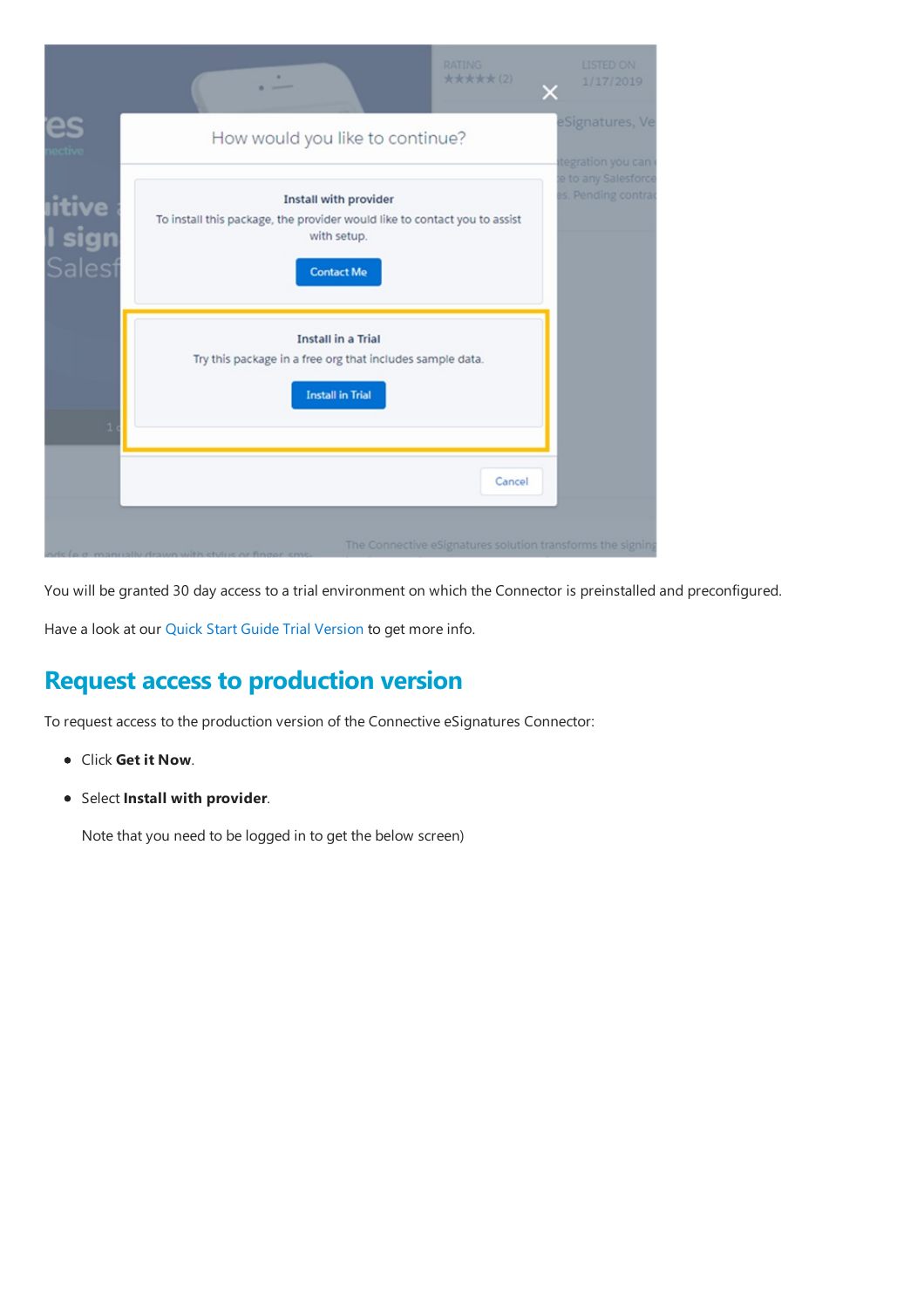You will be granted 30 day access to a trial environment on which the Connector is preinstalled and preconfigured.

Have a look at our Quick Start Guide Trial Version to get more info.

## Request access to production version

To request access to the production version of the Connective eSignatures Connector:

- Click **Get it Now**.
- Select **Install with provider**.

  Note that you need to be logged in to get the below screen)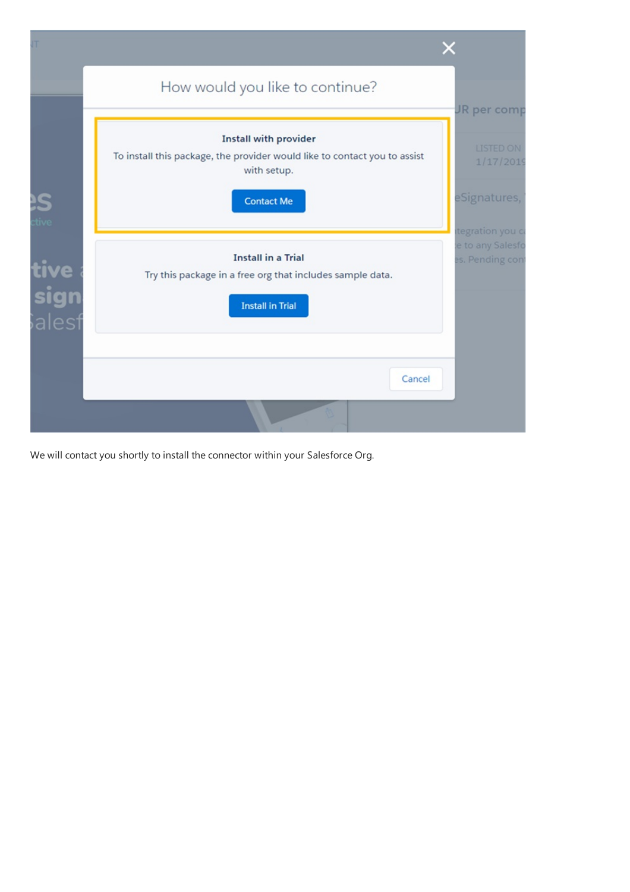We will contact you shortly to install the connector within your Salesforce Org.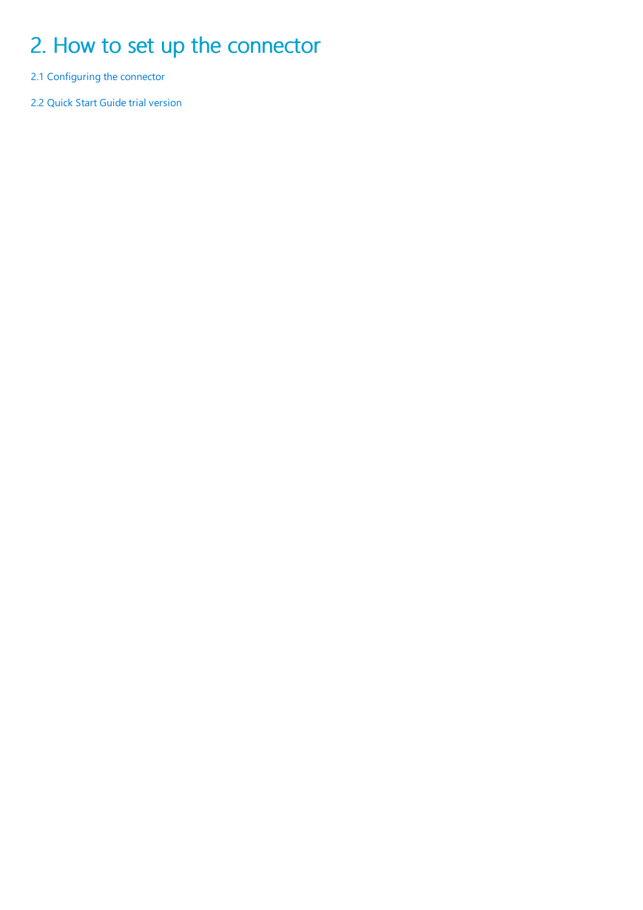# 2. How to set up the connector

2.1 Configuring the connector

2.2 Quick Start Guide trial version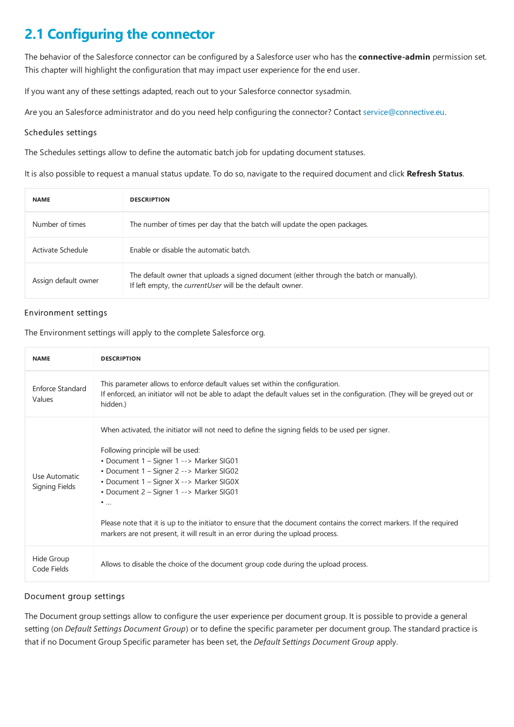## 2.1 Configuring the connector

The behavior of the Salesforce connector can be configured by a Salesforce user who has the **connective-admin** permission set. This chapter will highlight the configuration that may impact user experience for the end user.

If you want any of these settings adapted, reach out to your Salesforce connector sysadmin.

Are you an Salesforce administrator and do you need help configuring the connector? Contact service@connective.eu.

### Schedules settings

The Schedules settings allow to define the automatic batch job for updating document statuses.

It is also possible to request a manual status update. To do so, navigate to the required document and click **Refresh Status**.

| NAME | DESCRIPTION |
|---|---|
| Number of times | The number of times per day that the batch will update the open packages. |
| Activate Schedule | Enable or disable the automatic batch. |
| Assign default owner | The default owner that uploads a signed document (either through the batch or manually).<br>If left empty, the *currentUser* will be the default owner. |

### Environment settings

The Environment settings will apply to the complete Salesforce org.

| NAME | DESCRIPTION |
|---|---|
| Enforce Standard Values | This parameter allows to enforce default values set within the configuration.<br>If enforced, an initiator will not be able to adapt the default values set in the configuration. (They will be greyed out or hidden.) |
| Use Automatic Signing Fields | When activated, the initiator will not need to define the signing fields to be used per signer.<br><br>Following principle will be used:<br>• Document 1 – Signer 1 --> Marker SIG01<br>• Document 1 – Signer 2 --> Marker SIG02<br>• Document 1 – Signer X --> Marker SIG0X<br>• Document 2 – Signer 1 --> Marker SIG01<br>• ...<br><br>Please note that it is up to the initiator to ensure that the document contains the correct markers. If the required markers are not present, it will result in an error during the upload process. |
| Hide Group Code Fields | Allows to disable the choice of the document group code during the upload process. |

### Document group settings

The Document group settings allow to configure the user experience per document group. It is possible to provide a general setting (on *Default Settings Document Group*) or to define the specific parameter per document group. The standard practice is that if no Document Group Specific parameter has been set, the *Default Settings Document Group* apply.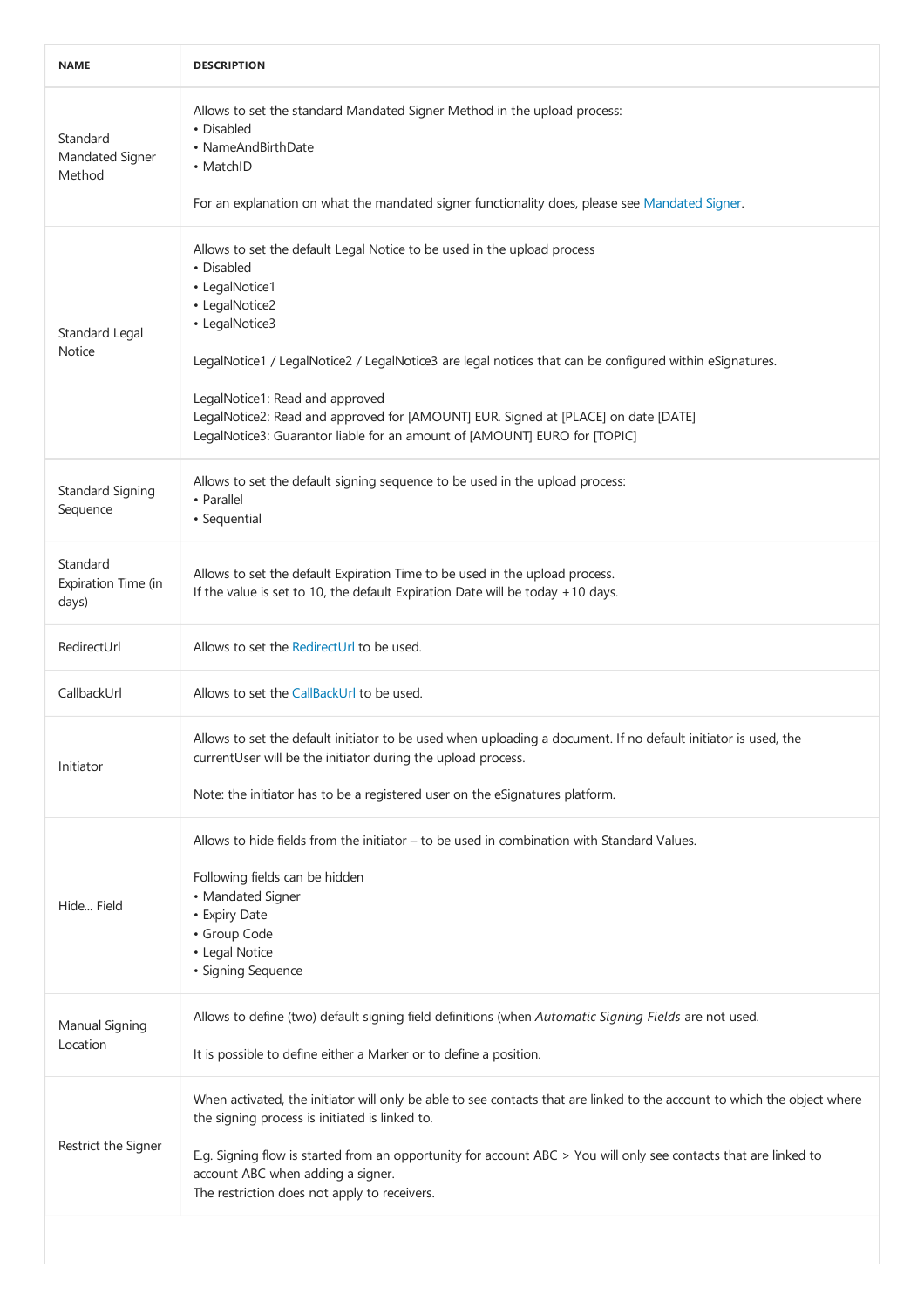| NAME | DESCRIPTION |
|---|---|
| Standard Mandated Signer Method | Allows to set the standard Mandated Signer Method in the upload process:<br>• Disabled<br>• NameAndBirthDate<br>• MatchID<br><br>For an explanation on what the mandated signer functionality does, please see Mandated Signer. |
| Standard Legal Notice | Allows to set the default Legal Notice to be used in the upload process<br>• Disabled<br>• LegalNotice1<br>• LegalNotice2<br>• LegalNotice3<br><br>LegalNotice1 / LegalNotice2 / LegalNotice3 are legal notices that can be configured within eSignatures.<br><br>LegalNotice1: Read and approved<br>LegalNotice2: Read and approved for [AMOUNT] EUR. Signed at [PLACE] on date [DATE]<br>LegalNotice3: Guarantor liable for an amount of [AMOUNT] EURO for [TOPIC] |
| Standard Signing Sequence | Allows to set the default signing sequence to be used in the upload process:<br>• Parallel<br>• Sequential |
| Standard Expiration Time (in days) | Allows to set the default Expiration Time to be used in the upload process.<br>If the value is set to 10, the default Expiration Date will be today +10 days. |
| RedirectUrl | Allows to set the RedirectUrl to be used. |
| CallbackUrl | Allows to set the CallBackUrl to be used. |
| Initiator | Allows to set the default initiator to be used when uploading a document. If no default initiator is used, the currentUser will be the initiator during the upload process.<br><br>Note: the initiator has to be a registered user on the eSignatures platform. |
| Hide... Field | Allows to hide fields from the initiator – to be used in combination with Standard Values.<br><br>Following fields can be hidden<br>• Mandated Signer<br>• Expiry Date<br>• Group Code<br>• Legal Notice<br>• Signing Sequence |
| Manual Signing Location | Allows to define (two) default signing field definitions (when *Automatic Signing Fields* are not used.<br><br>It is possible to define either a Marker or to define a position. |
| Restrict the Signer | When activated, the initiator will only be able to see contacts that are linked to the account to which the object where the signing process is initiated is linked to.<br><br>E.g. Signing flow is started from an opportunity for account ABC > You will only see contacts that are linked to account ABC when adding a signer.<br>The restriction does not apply to receivers. |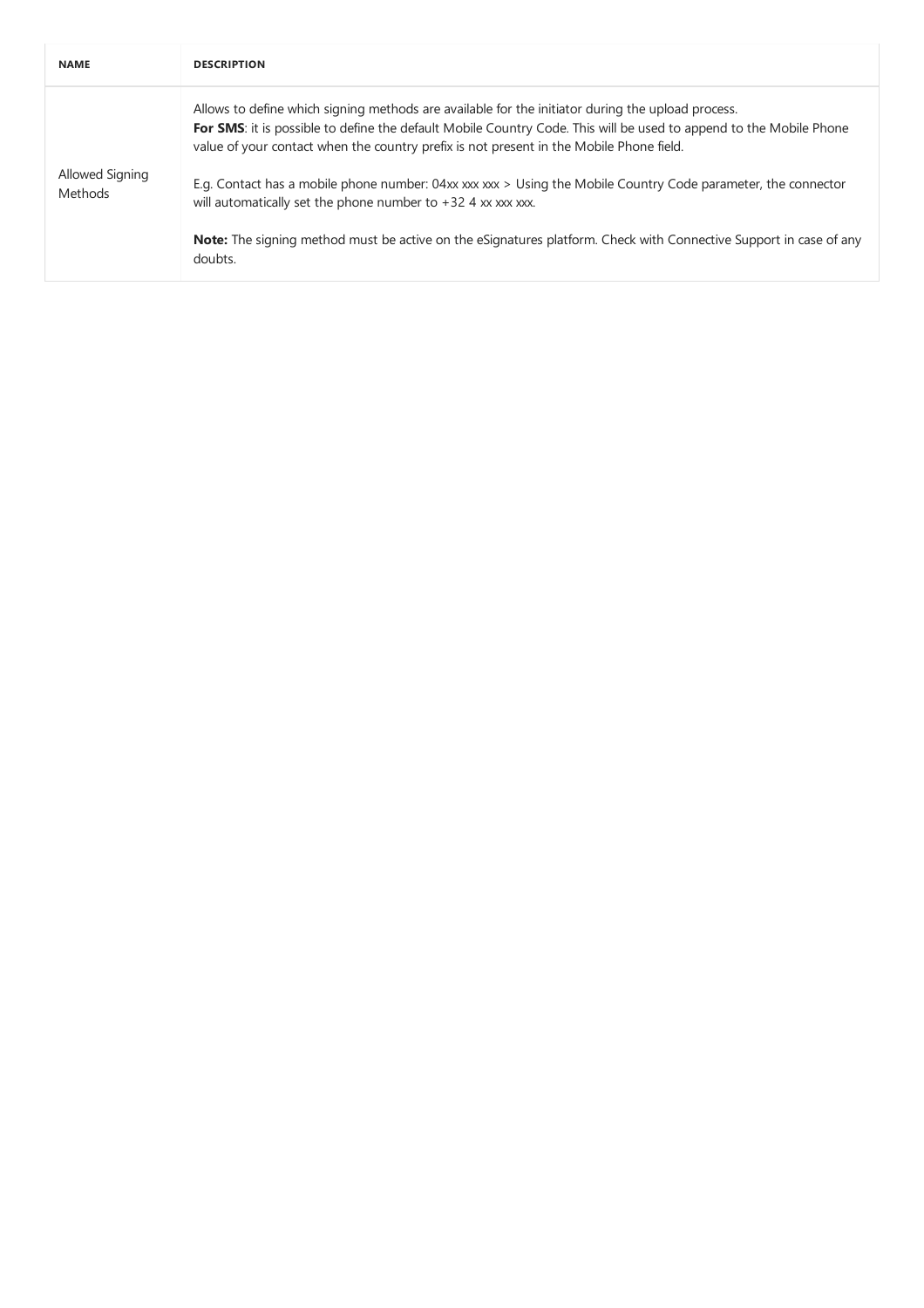| NAME | DESCRIPTION |
| --- | --- |
| Allowed Signing Methods | Allows to define which signing methods are available for the initiator during the upload process.<br>**For SMS**: it is possible to define the default Mobile Country Code. This will be used to append to the Mobile Phone value of your contact when the country prefix is not present in the Mobile Phone field.<br><br>E.g. Contact has a mobile phone number: 04xx xxx xxx > Using the Mobile Country Code parameter, the connector will automatically set the phone number to +32 4 xx xxx xxx.<br><br>**Note:** The signing method must be active on the eSignatures platform. Check with Connective Support in case of any doubts. |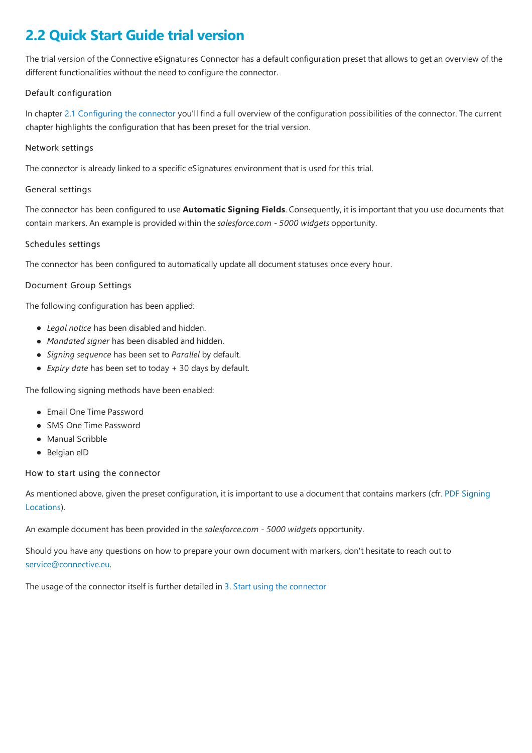## 2.2 Quick Start Guide trial version

The trial version of the Connective eSignatures Connector has a default configuration preset that allows to get an overview of the different functionalities without the need to configure the connector.

### Default configuration

In chapter 2.1 Configuring the connector you'll find a full overview of the configuration possibilities of the connector. The current chapter highlights the configuration that has been preset for the trial version.

### Network settings

The connector is already linked to a specific eSignatures environment that is used for this trial.

### General settings

The connector has been configured to use **Automatic Signing Fields**. Consequently, it is important that you use documents that contain markers. An example is provided within the *salesforce.com - 5000 widgets* opportunity.

### Schedules settings

The connector has been configured to automatically update all document statuses once every hour.

### Document Group Settings

The following configuration has been applied:

- *Legal notice* has been disabled and hidden.
- *Mandated signer* has been disabled and hidden.
- *Signing sequence* has been set to *Parallel* by default.
- *Expiry date* has been set to today + 30 days by default.

The following signing methods have been enabled:

- Email One Time Password
- SMS One Time Password
- Manual Scribble
- Belgian eID

### How to start using the connector

As mentioned above, given the preset configuration, it is important to use a document that contains markers (cfr. PDF Signing Locations).

An example document has been provided in the *salesforce.com - 5000 widgets* opportunity.

Should you have any questions on how to prepare your own document with markers, don't hesitate to reach out to service@connective.eu.

The usage of the connector itself is further detailed in 3. Start using the connector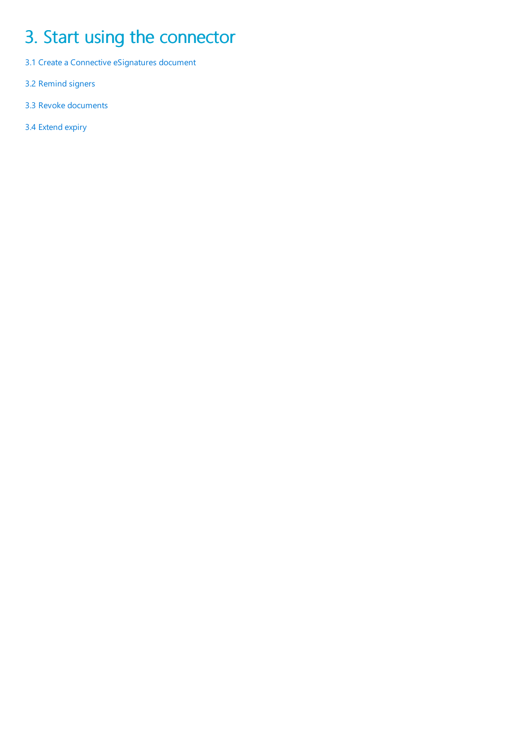# 3. Start using the connector

3.1 Create a Connective eSignatures document

3.2 Remind signers

3.3 Revoke documents

3.4 Extend expiry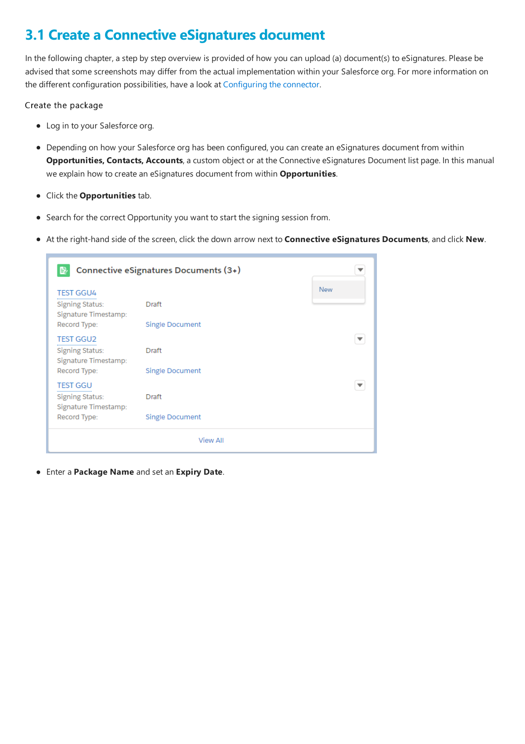## 3.1 Create a Connective eSignatures document

In the following chapter, a step by step overview is provided of how you can upload (a) document(s) to eSignatures. Please be advised that some screenshots may differ from the actual implementation within your Salesforce org. For more information on the different configuration possibilities, have a look at Configuring the connector.

Create the package

- Log in to your Salesforce org.
- Depending on how your Salesforce org has been configured, you can create an eSignatures document from within **Opportunities, Contacts, Accounts**, a custom object or at the Connective eSignatures Document list page. In this manual we explain how to create an eSignatures document from within **Opportunities**.
- Click the **Opportunities** tab.
- Search for the correct Opportunity you want to start the signing session from.
- At the right-hand side of the screen, click the down arrow next to **Connective eSignatures Documents**, and click **New**.

Connective eSignatures Documents (3+)

New

TEST GGU4
Signing Status: Draft
Signature Timestamp:
Record Type: Single Document

TEST GGU2
Signing Status: Draft
Signature Timestamp:
Record Type: Single Document

TEST GGU
Signing Status: Draft
Signature Timestamp:
Record Type: Single Document

View All

- Enter a **Package Name** and set an **Expiry Date**.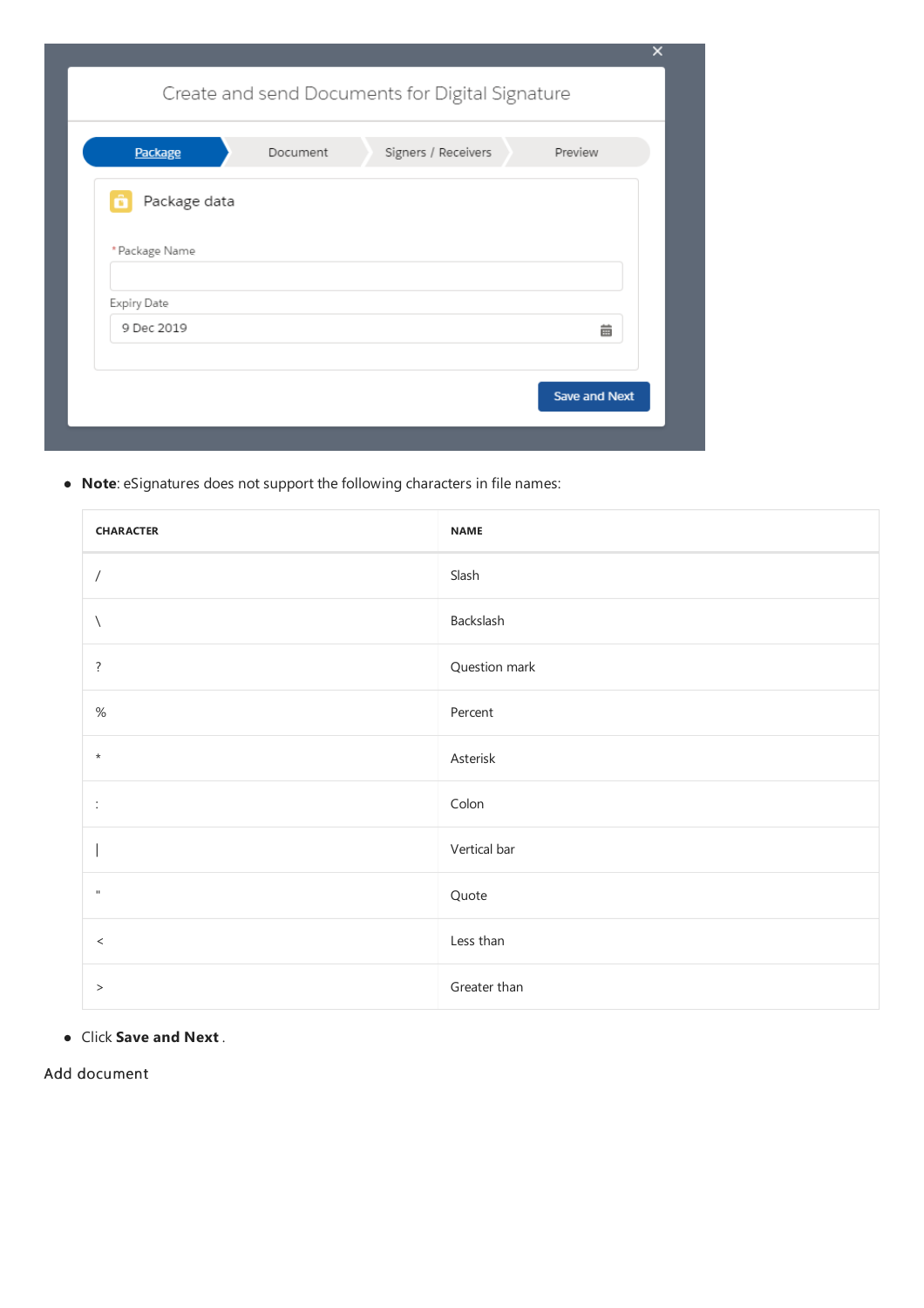- **Note**: eSignatures does not support the following characters in file names:

| CHARACTER | NAME |
| --- | --- |
| / | Slash |
| \ | Backslash |
| ? | Question mark |
| % | Percent |
| * | Asterisk |
| : | Colon |
| \| | Vertical bar |
| " | Quote |
| < | Less than |
| > | Greater than |

- Click **Save and Next** .

Add document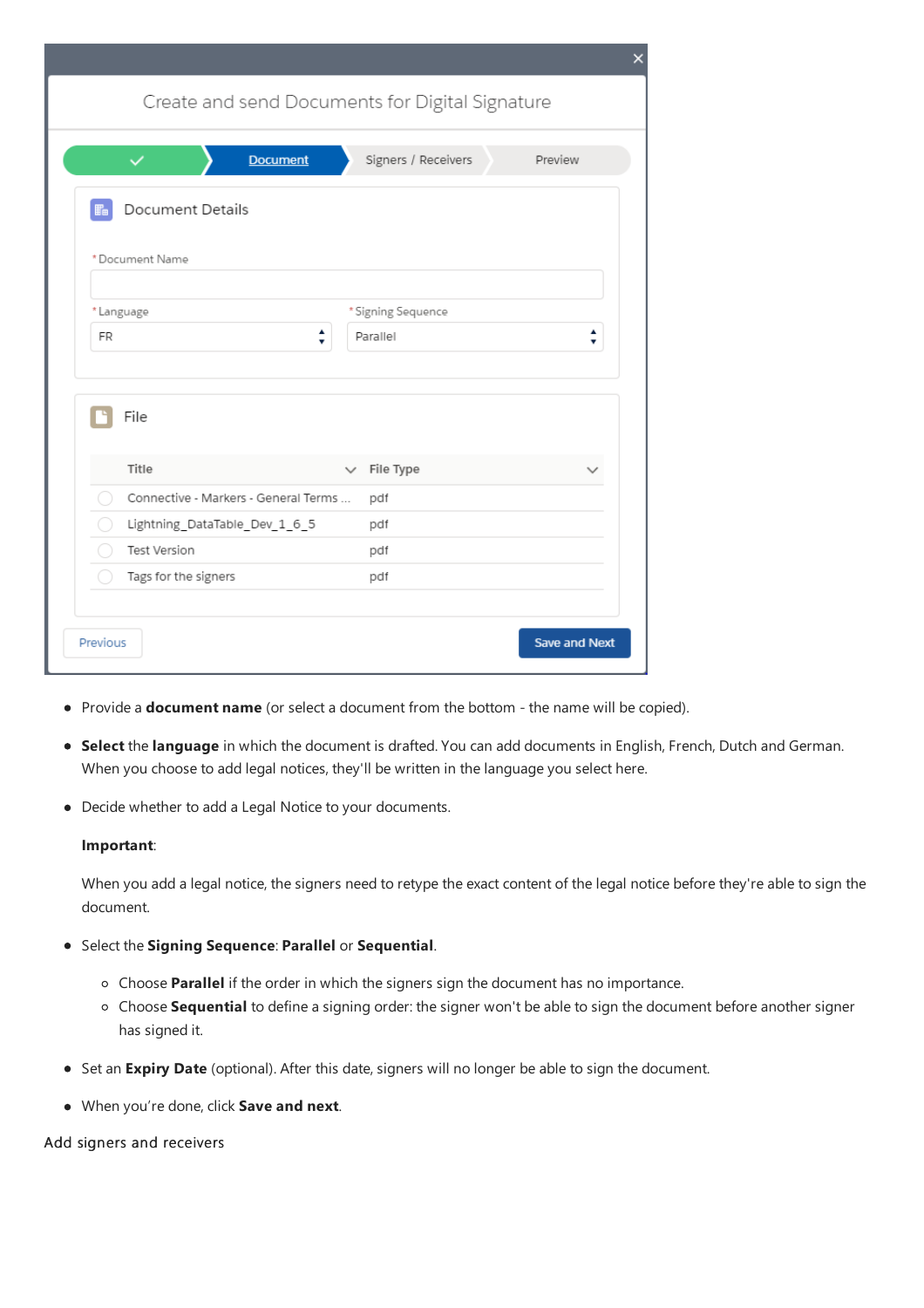- Provide a **document name** (or select a document from the bottom - the name will be copied).
- **Select** the **language** in which the document is drafted. You can add documents in English, French, Dutch and German. When you choose to add legal notices, they'll be written in the language you select here.
- Decide whether to add a Legal Notice to your documents.

  **Important**:

  When you add a legal notice, the signers need to retype the exact content of the legal notice before they're able to sign the document.

- Select the **Signing Sequence**: **Parallel** or **Sequential**.
  - Choose **Parallel** if the order in which the signers sign the document has no importance.
  - Choose **Sequential** to define a signing order: the signer won't be able to sign the document before another signer has signed it.
- Set an **Expiry Date** (optional). After this date, signers will no longer be able to sign the document.
- When you're done, click **Save and next**.

## Add signers and receivers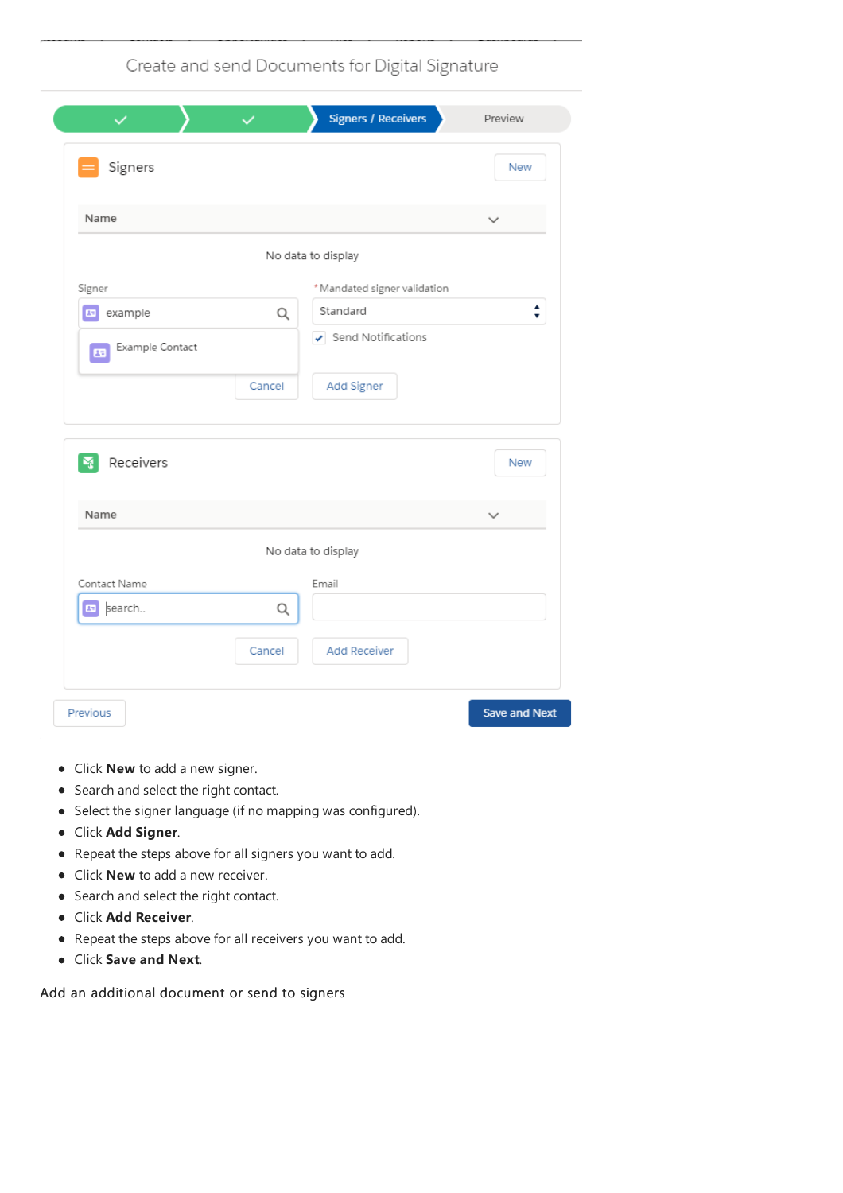- Click **New** to add a new signer.
- Search and select the right contact.
- Select the signer language (if no mapping was configured).
- Click **Add Signer**.
- Repeat the steps above for all signers you want to add.
- Click **New** to add a new receiver.
- Search and select the right contact.
- Click **Add Receiver**.
- Repeat the steps above for all receivers you want to add.
- Click **Save and Next**.

Add an additional document or send to signers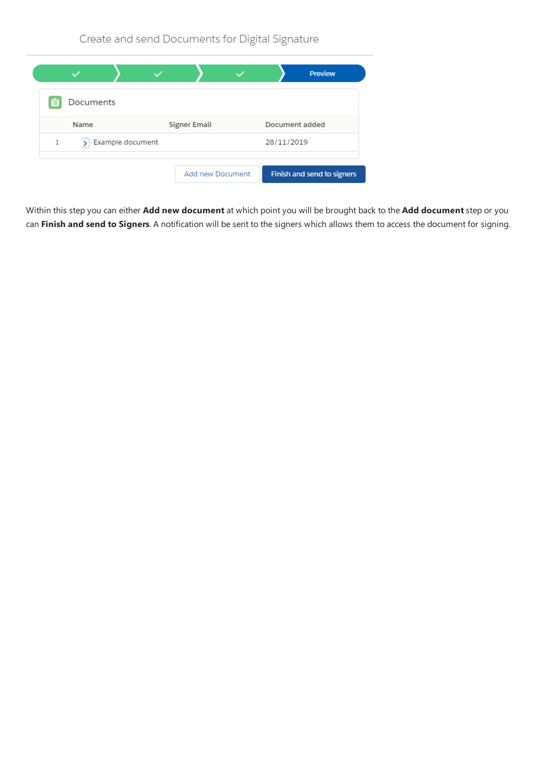Create and send Documents for Digital Signature

Preview

Documents

| | Name | Signer Email | Document added |
|---|---|---|---|
| 1 | Example document | | 28/11/2019 |

Add new Document | Finish and send to signers

Within this step you can either **Add new document** at which point you will be brought back to the **Add document** step or you can **Finish and send to Signers**. A notification will be sent to the signers which allows them to access the document for signing.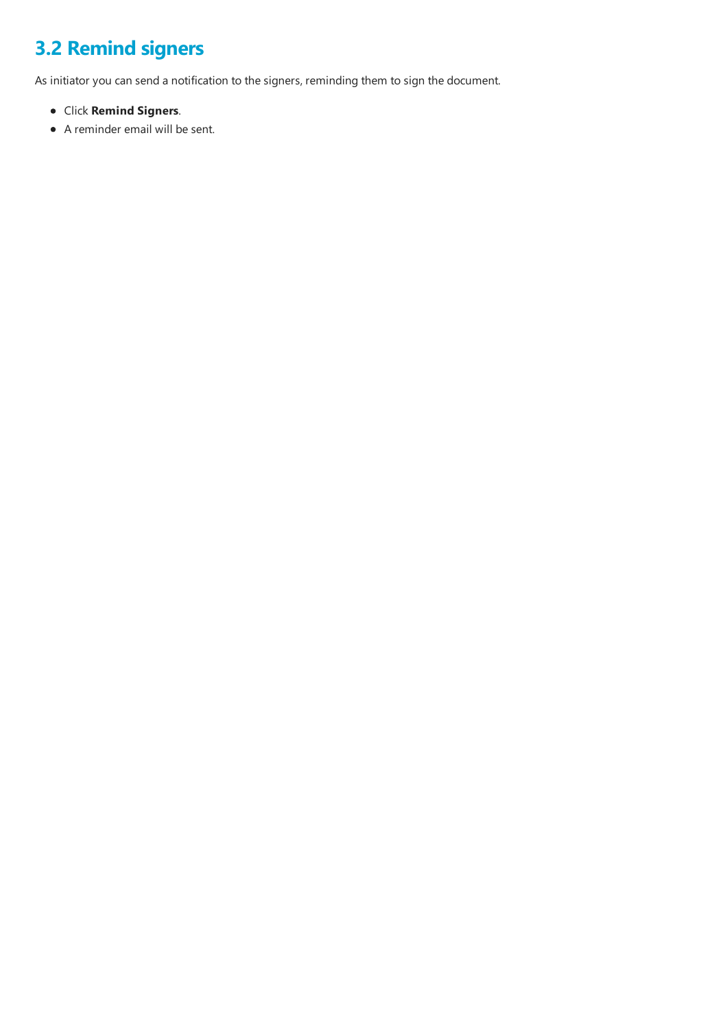## 3.2 Remind signers

As initiator you can send a notification to the signers, reminding them to sign the document.

- Click **Remind Signers**.
- A reminder email will be sent.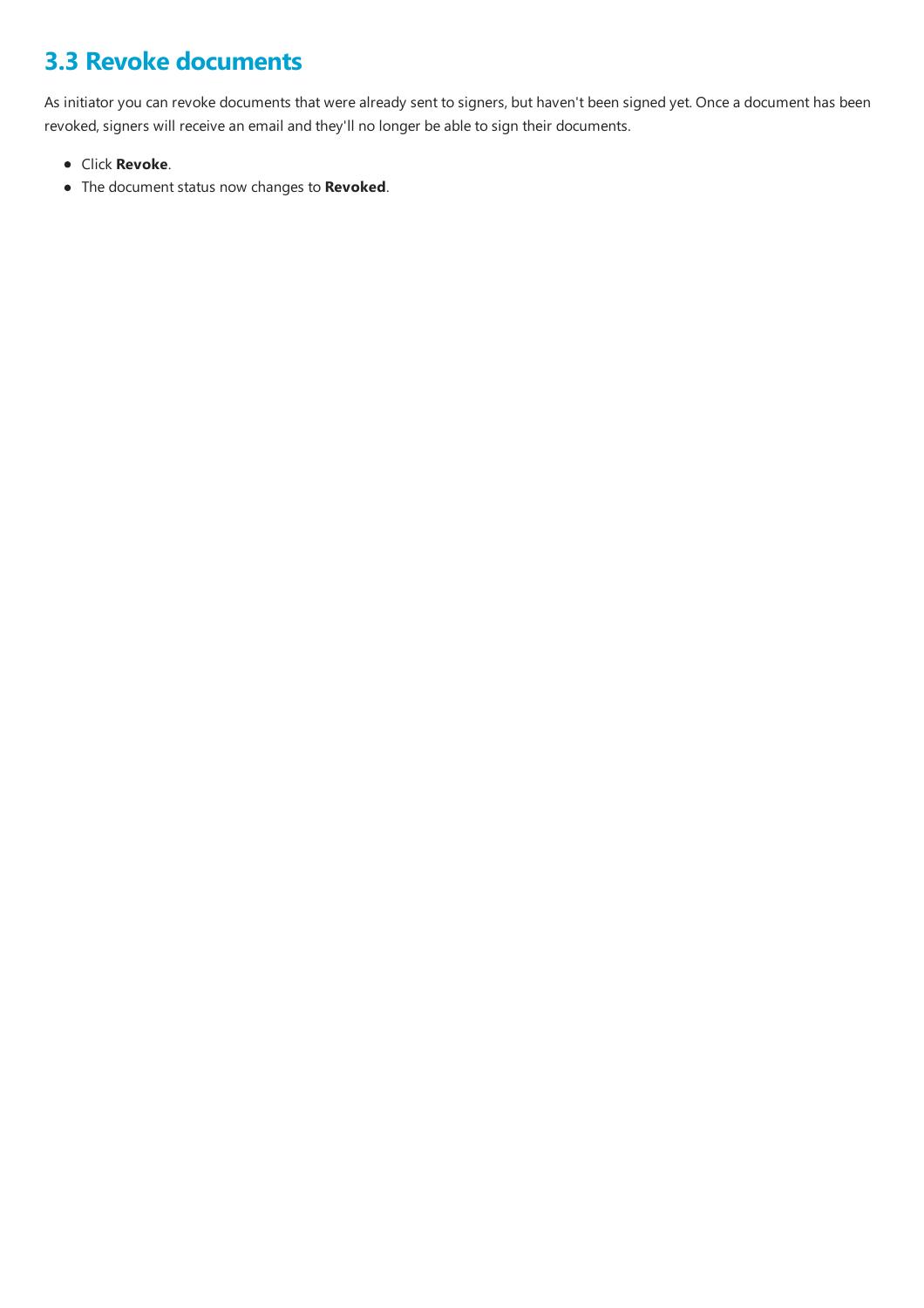## 3.3 Revoke documents

As initiator you can revoke documents that were already sent to signers, but haven't been signed yet. Once a document has been revoked, signers will receive an email and they'll no longer be able to sign their documents.

- Click **Revoke**.
- The document status now changes to **Revoked**.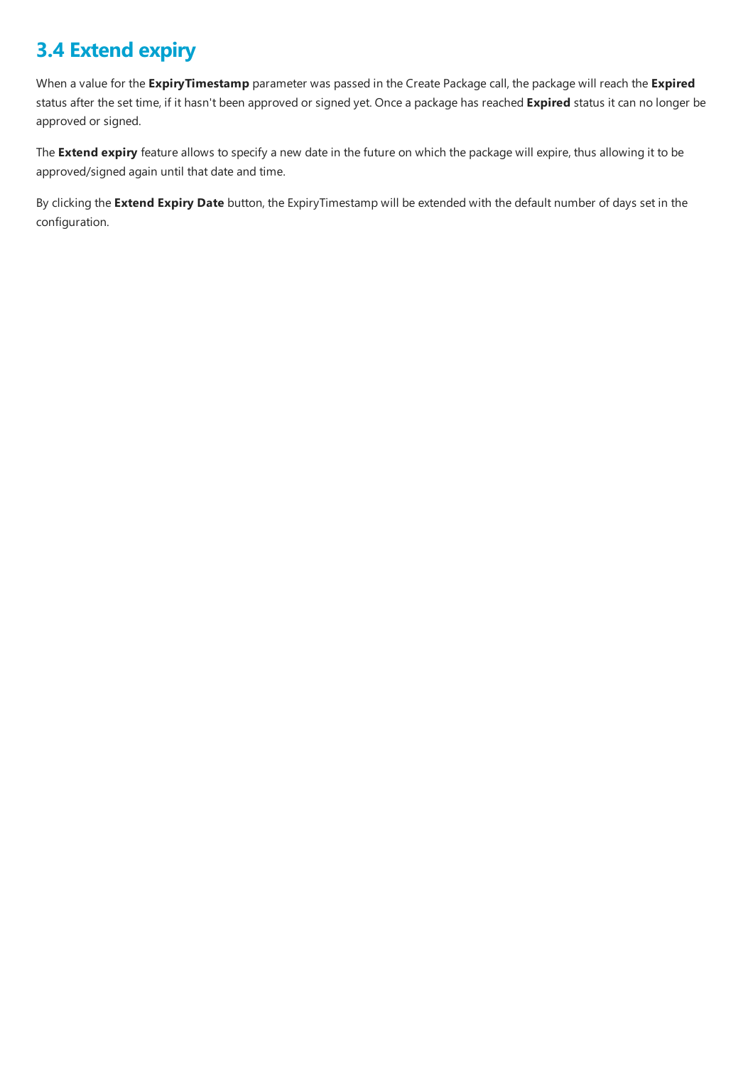## 3.4 Extend expiry

When a value for the **ExpiryTimestamp** parameter was passed in the Create Package call, the package will reach the **Expired** status after the set time, if it hasn't been approved or signed yet. Once a package has reached **Expired** status it can no longer be approved or signed.

The **Extend expiry** feature allows to specify a new date in the future on which the package will expire, thus allowing it to be approved/signed again until that date and time.

By clicking the **Extend Expiry Date** button, the ExpiryTimestamp will be extended with the default number of days set in the configuration.